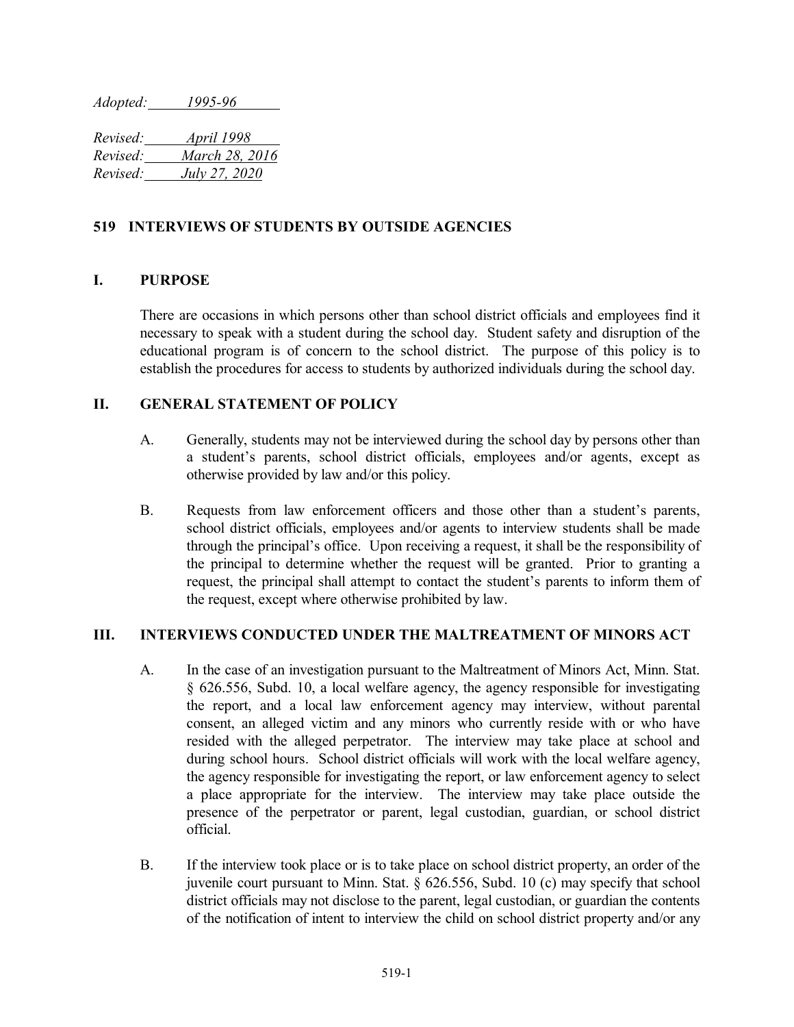*Adopted: 1995-96*

*Revised: April 1998*
*Revised: March 28, 2016*
*Revised: July 27, 2020*

## 519 INTERVIEWS OF STUDENTS BY OUTSIDE AGENCIES

### I. PURPOSE

There are occasions in which persons other than school district officials and employees find it necessary to speak with a student during the school day. Student safety and disruption of the educational program is of concern to the school district. The purpose of this policy is to establish the procedures for access to students by authorized individuals during the school day.

### II. GENERAL STATEMENT OF POLICY

A. Generally, students may not be interviewed during the school day by persons other than a student's parents, school district officials, employees and/or agents, except as otherwise provided by law and/or this policy.

B. Requests from law enforcement officers and those other than a student's parents, school district officials, employees and/or agents to interview students shall be made through the principal's office. Upon receiving a request, it shall be the responsibility of the principal to determine whether the request will be granted. Prior to granting a request, the principal shall attempt to contact the student's parents to inform them of the request, except where otherwise prohibited by law.

### III. INTERVIEWS CONDUCTED UNDER THE MALTREATMENT OF MINORS ACT

A. In the case of an investigation pursuant to the Maltreatment of Minors Act, Minn. Stat. § 626.556, Subd. 10, a local welfare agency, the agency responsible for investigating the report, and a local law enforcement agency may interview, without parental consent, an alleged victim and any minors who currently reside with or who have resided with the alleged perpetrator. The interview may take place at school and during school hours. School district officials will work with the local welfare agency, the agency responsible for investigating the report, or law enforcement agency to select a place appropriate for the interview. The interview may take place outside the presence of the perpetrator or parent, legal custodian, guardian, or school district official.

B. If the interview took place or is to take place on school district property, an order of the juvenile court pursuant to Minn. Stat. § 626.556, Subd. 10 (c) may specify that school district officials may not disclose to the parent, legal custodian, or guardian the contents of the notification of intent to interview the child on school district property and/or any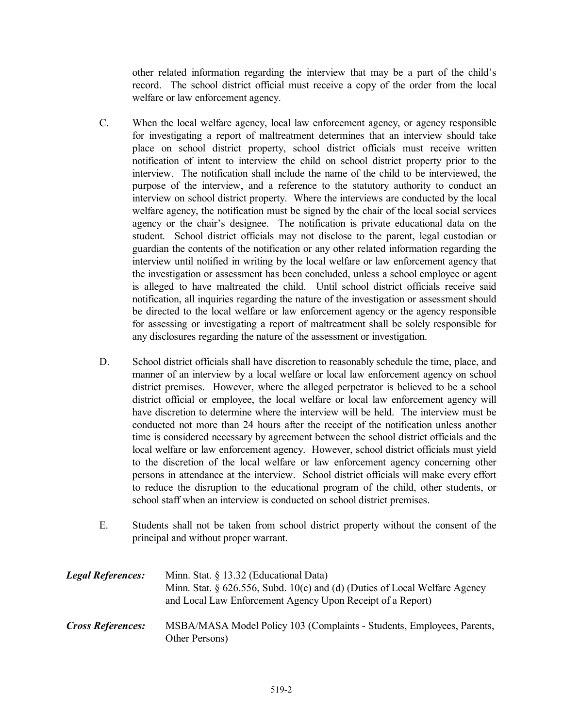other related information regarding the interview that may be a part of the child's record. The school district official must receive a copy of the order from the local welfare or law enforcement agency.

C. When the local welfare agency, local law enforcement agency, or agency responsible for investigating a report of maltreatment determines that an interview should take place on school district property, school district officials must receive written notification of intent to interview the child on school district property prior to the interview. The notification shall include the name of the child to be interviewed, the purpose of the interview, and a reference to the statutory authority to conduct an interview on school district property. Where the interviews are conducted by the local welfare agency, the notification must be signed by the chair of the local social services agency or the chair's designee. The notification is private educational data on the student. School district officials may not disclose to the parent, legal custodian or guardian the contents of the notification or any other related information regarding the interview until notified in writing by the local welfare or law enforcement agency that the investigation or assessment has been concluded, unless a school employee or agent is alleged to have maltreated the child. Until school district officials receive said notification, all inquiries regarding the nature of the investigation or assessment should be directed to the local welfare or law enforcement agency or the agency responsible for assessing or investigating a report of maltreatment shall be solely responsible for any disclosures regarding the nature of the assessment or investigation.

D. School district officials shall have discretion to reasonably schedule the time, place, and manner of an interview by a local welfare or local law enforcement agency on school district premises. However, where the alleged perpetrator is believed to be a school district official or employee, the local welfare or local law enforcement agency will have discretion to determine where the interview will be held. The interview must be conducted not more than 24 hours after the receipt of the notification unless another time is considered necessary by agreement between the school district officials and the local welfare or law enforcement agency. However, school district officials must yield to the discretion of the local welfare or law enforcement agency concerning other persons in attendance at the interview. School district officials will make every effort to reduce the disruption to the educational program of the child, other students, or school staff when an interview is conducted on school district premises.

E. Students shall not be taken from school district property without the consent of the principal and without proper warrant.

***Legal References:*** Minn. Stat. § 13.32 (Educational Data)
Minn. Stat. § 626.556, Subd. 10(c) and (d) (Duties of Local Welfare Agency and Local Law Enforcement Agency Upon Receipt of a Report)

***Cross References:*** MSBA/MASA Model Policy 103 (Complaints - Students, Employees, Parents, Other Persons)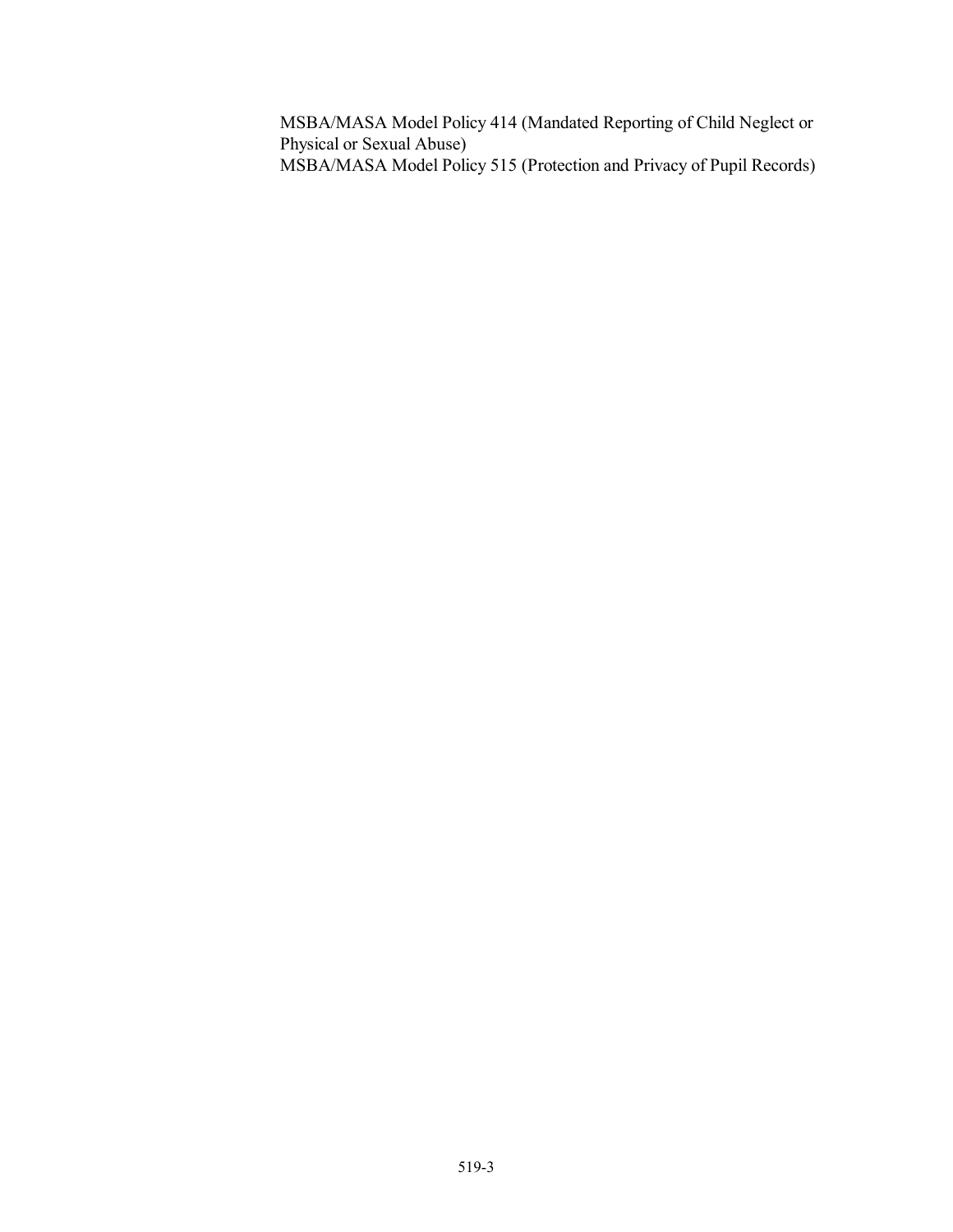MSBA/MASA Model Policy 414 (Mandated Reporting of Child Neglect or Physical or Sexual Abuse)
MSBA/MASA Model Policy 515 (Protection and Privacy of Pupil Records)